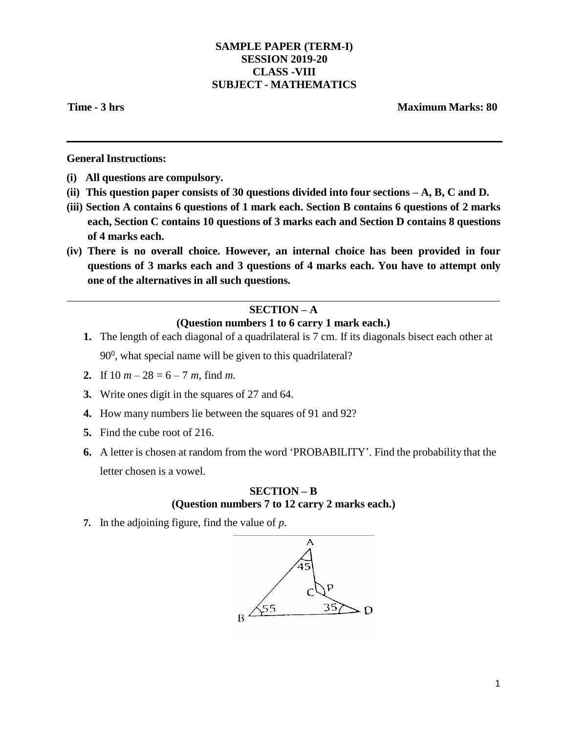**SAMPLE PAPER (TERM-I)**
**SESSION 2019-20**
**CLASS -VIII**
**SUBJECT - MATHEMATICS**

**Time - 3 hrs** **Maximum Marks: 80**

---

**General Instructions:**

**(i) All questions are compulsory.**

**(ii) This question paper consists of 30 questions divided into four sections – A, B, C and D.**

**(iii) Section A contains 6 questions of 1 mark each. Section B contains 6 questions of 2 marks each, Section C contains 10 questions of 3 marks each and Section D contains 8 questions of 4 marks each.**

**(iv) There is no overall choice. However, an internal choice has been provided in four questions of 3 marks each and 3 questions of 4 marks each. You have to attempt only one of the alternatives in all such questions.**

---

## SECTION – A

**(Question numbers 1 to 6 carry 1 mark each.)**

**1.** The length of each diagonal of a quadrilateral is 7 cm. If its diagonals bisect each other at $90^0$, what special name will be given to this quadrilateral?

**2.** If $10\,m - 28 = 6 - 7\,m$, find $m$.

**3.** Write ones digit in the squares of 27 and 64.

**4.** How many numbers lie between the squares of 91 and 92?

**5.** Find the cube root of 216.

**6.** A letter is chosen at random from the word 'PROBABILITY'. Find the probability that the letter chosen is a vowel.

## SECTION – B

**(Question numbers 7 to 12 carry 2 marks each.)**

**7.** In the adjoining figure, find the value of $p$.

A
45
C P
55 35
B D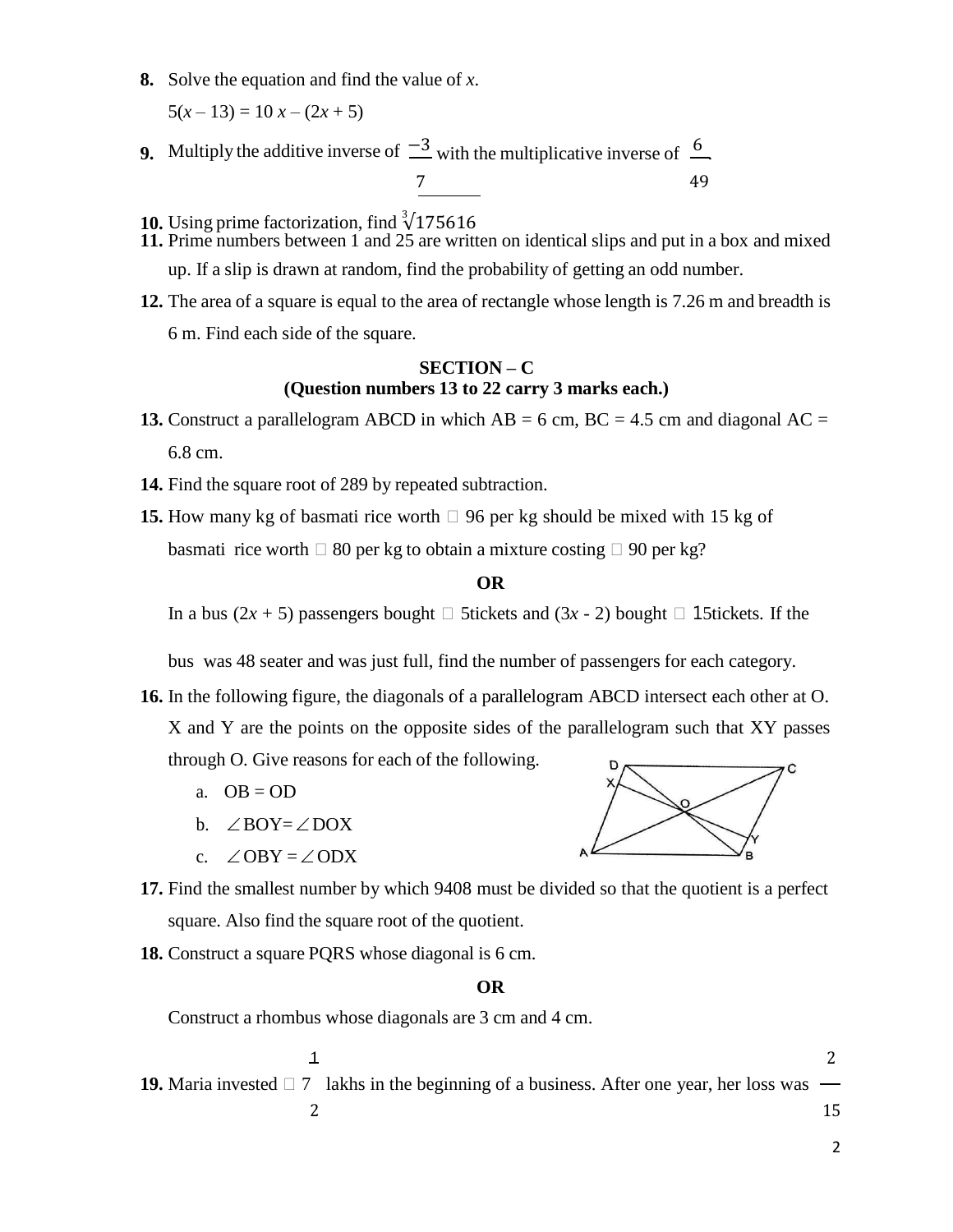**8.** Solve the equation and find the value of *x*.

$5(x - 13) = 10x - (2x + 5)$

**9.** Multiply the additive inverse of $\frac{-3}{7}$ with the multiplicative inverse of $\frac{6}{49}$.

**10.** Using prime factorization, find $\sqrt[3]{175616}$

**11.** Prime numbers between 1 and 25 are written on identical slips and put in a box and mixed up. If a slip is drawn at random, find the probability of getting an odd number.

**12.** The area of a square is equal to the area of rectangle whose length is 7.26 m and breadth is 6 m. Find each side of the square.

**SECTION – C**

**(Question numbers 13 to 22 carry 3 marks each.)**

**13.** Construct a parallelogram ABCD in which AB = 6 cm, BC = 4.5 cm and diagonal AC = 6.8 cm.

**14.** Find the square root of 289 by repeated subtraction.

**15.** How many kg of basmati rice worth ₹ 96 per kg should be mixed with 15 kg of basmati rice worth ₹ 80 per kg to obtain a mixture costing ₹ 90 per kg?

**OR**

In a bus $(2x + 5)$ passengers bought ₹ 5tickets and $(3x - 2)$ bought ₹ 15tickets. If the bus was 48 seater and was just full, find the number of passengers for each category.

**16.** In the following figure, the diagonals of a parallelogram ABCD intersect each other at O. X and Y are the points on the opposite sides of the parallelogram such that XY passes through O. Give reasons for each of the following.

a. OB = OD

b. $\angle$BOY = $\angle$DOX

c. $\angle$OBY = $\angle$ODX

**17.** Find the smallest number by which 9408 must be divided so that the quotient is a perfect square. Also find the square root of the quotient.

**18.** Construct a square PQRS whose diagonal is 6 cm.

**OR**

Construct a rhombus whose diagonals are 3 cm and 4 cm.

**19.** Maria invested ₹ $7\frac{1}{2}$ lakhs in the beginning of a business. After one year, her loss was $\frac{2}{15}$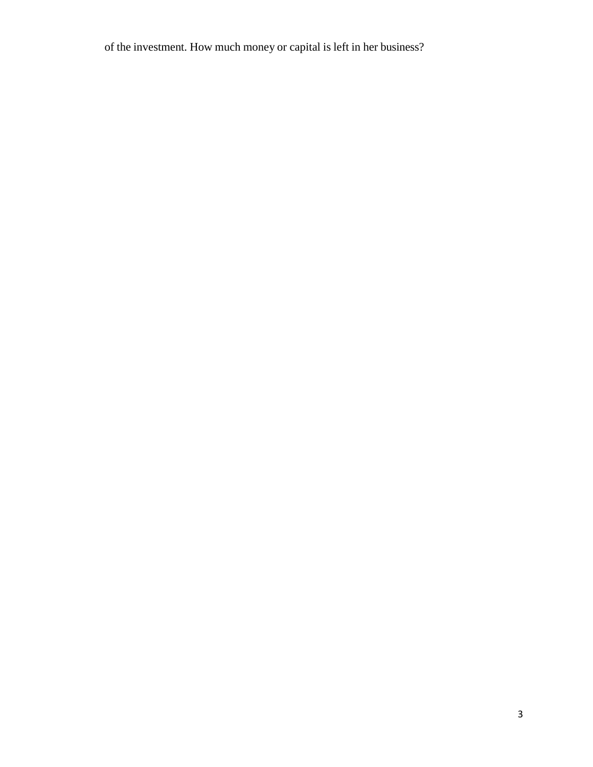of the investment. How much money or capital is left in her business?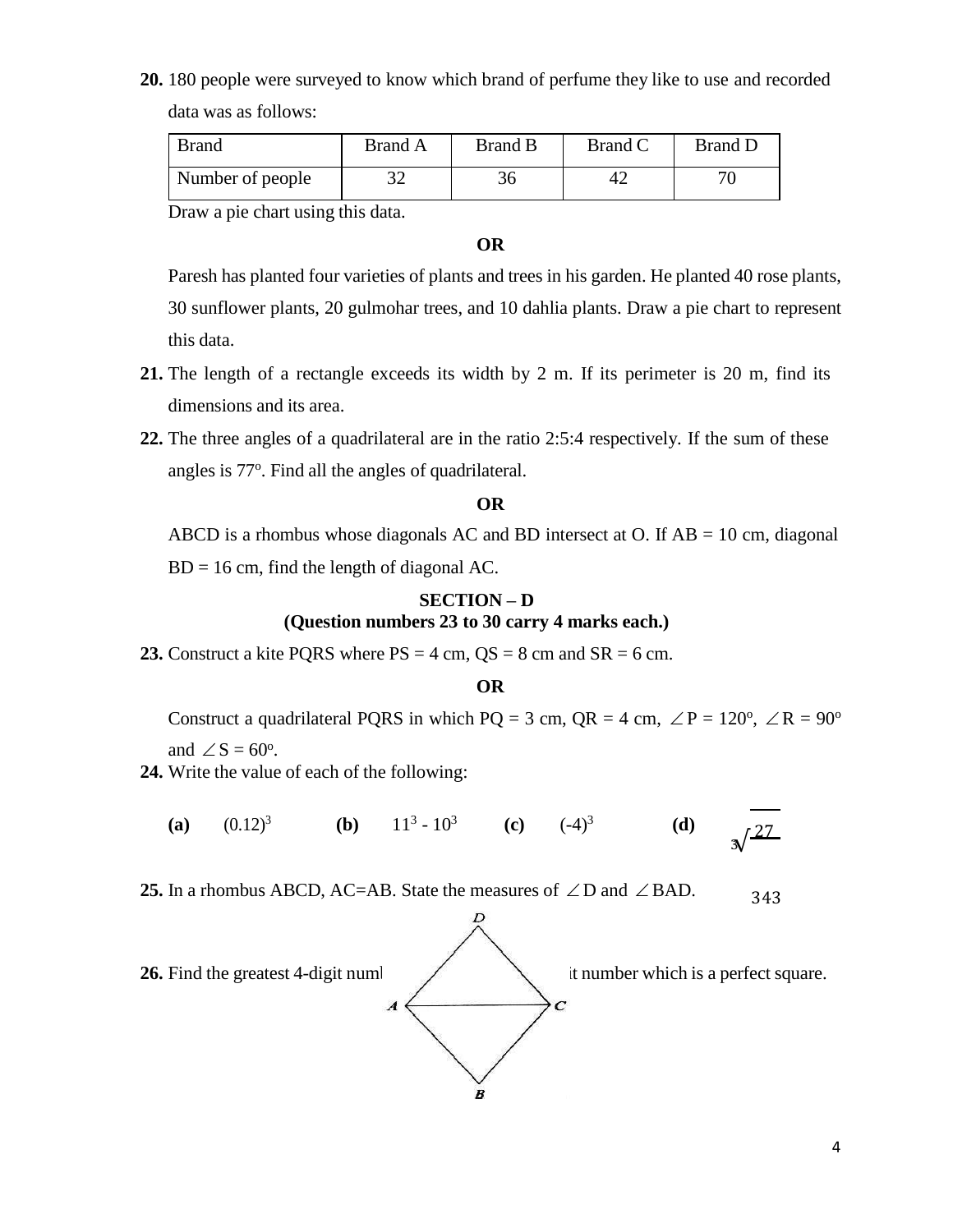**20.** 180 people were surveyed to know which brand of perfume they like to use and recorded data was as follows:

| Brand | Brand A | Brand B | Brand C | Brand D |
|---|---|---|---|---|
| Number of people | 32 | 36 | 42 | 70 |

Draw a pie chart using this data.

**OR**

Paresh has planted four varieties of plants and trees in his garden. He planted 40 rose plants, 30 sunflower plants, 20 gulmohar trees, and 10 dahlia plants. Draw a pie chart to represent this data.

**21.** The length of a rectangle exceeds its width by 2 m. If its perimeter is 20 m, find its dimensions and its area.

**22.** The three angles of a quadrilateral are in the ratio 2:5:4 respectively. If the sum of these angles is $77^o$. Find all the angles of quadrilateral.

**OR**

ABCD is a rhombus whose diagonals AC and BD intersect at O. If AB = 10 cm, diagonal BD = 16 cm, find the length of diagonal AC.

**SECTION – D**
**(Question numbers 23 to 30 carry 4 marks each.)**

**23.** Construct a kite PQRS where PS = 4 cm, QS = 8 cm and SR = 6 cm.

**OR**

Construct a quadrilateral PQRS in which PQ = 3 cm, QR = 4 cm, $\angle P = 120^o$, $\angle R = 90^o$ and $\angle S = 60^o$.

**24.** Write the value of each of the following:

**(a)** $(0.12)^3$ **(b)** $11^3 - 10^3$ **(c)** $(-4)^3$ **(d)** $\sqrt[3]{\frac{27}{343}}$

**25.** In a rhombus ABCD, AC=AB. State the measures of $\angle D$ and $\angle BAD$.

D
A
C
B

**26.** Find the greatest 4-digit numb... it number which is a perfect square.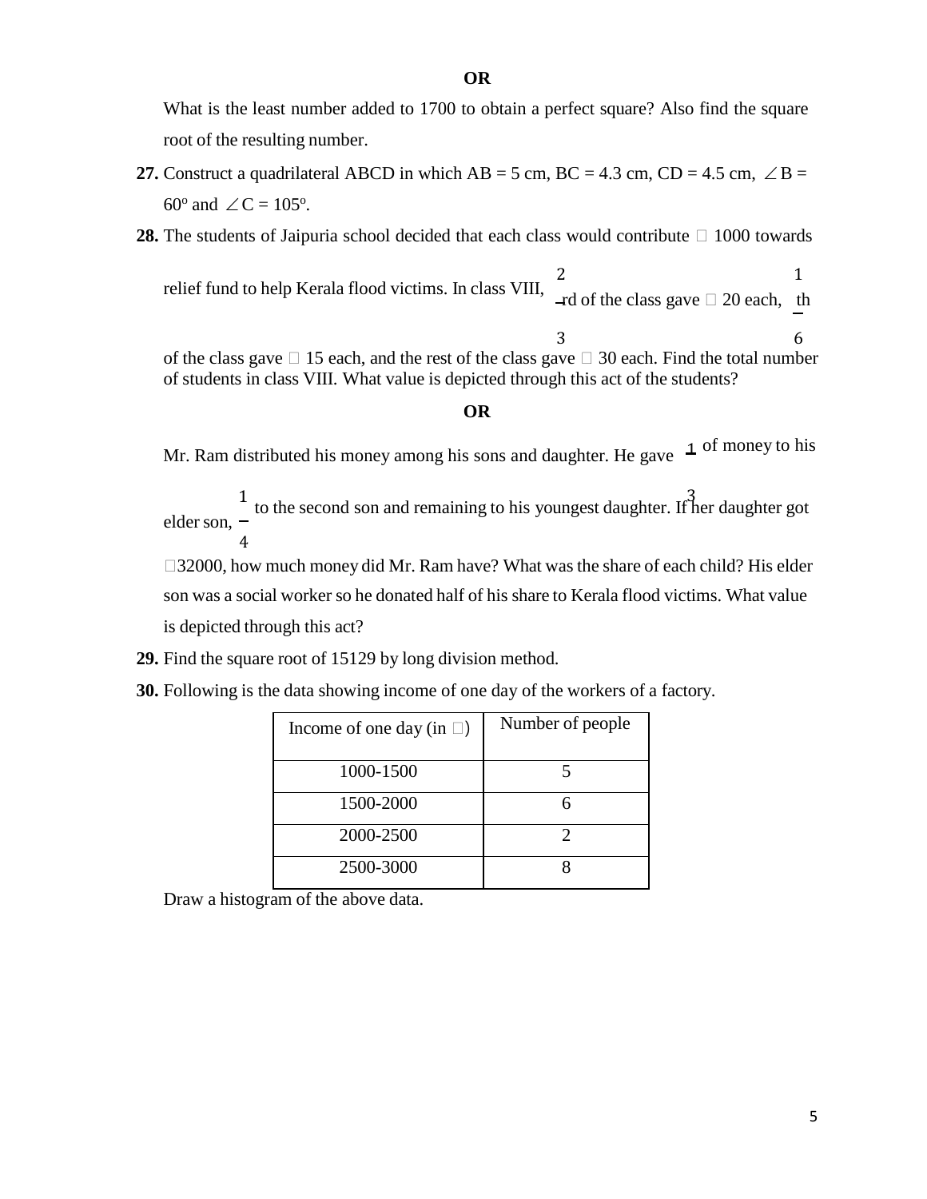**OR**

What is the least number added to 1700 to obtain a perfect square? Also find the square root of the resulting number.

**27.** Construct a quadrilateral ABCD in which AB = 5 cm, BC = 4.3 cm, CD = 4.5 cm, $\angle B = 60^o$ and $\angle C = 105^o$.

**28.** The students of Jaipuria school decided that each class would contribute ₹ 1000 towards relief fund to help Kerala flood victims. In class VIII, $\frac{2}{3}$rd of the class gave ₹ 20 each, $\frac{1}{6}$th of the class gave ₹ 15 each, and the rest of the class gave ₹ 30 each. Find the total number of students in class VIII. What value is depicted through this act of the students?

**OR**

Mr. Ram distributed his money among his sons and daughter. He gave $\frac{1}{3}$ of money to his elder son, $\frac{1}{4}$ to the second son and remaining to his youngest daughter. If her daughter got ₹32000, how much money did Mr. Ram have? What was the share of each child? His elder son was a social worker so he donated half of his share to Kerala flood victims. What value is depicted through this act?

**29.** Find the square root of 15129 by long division method.

**30.** Following is the data showing income of one day of the workers of a factory.

| Income of one day (in ₹) | Number of people |
|---|---|
| 1000-1500 | 5 |
| 1500-2000 | 6 |
| 2000-2500 | 2 |
| 2500-3000 | 8 |

Draw a histogram of the above data.